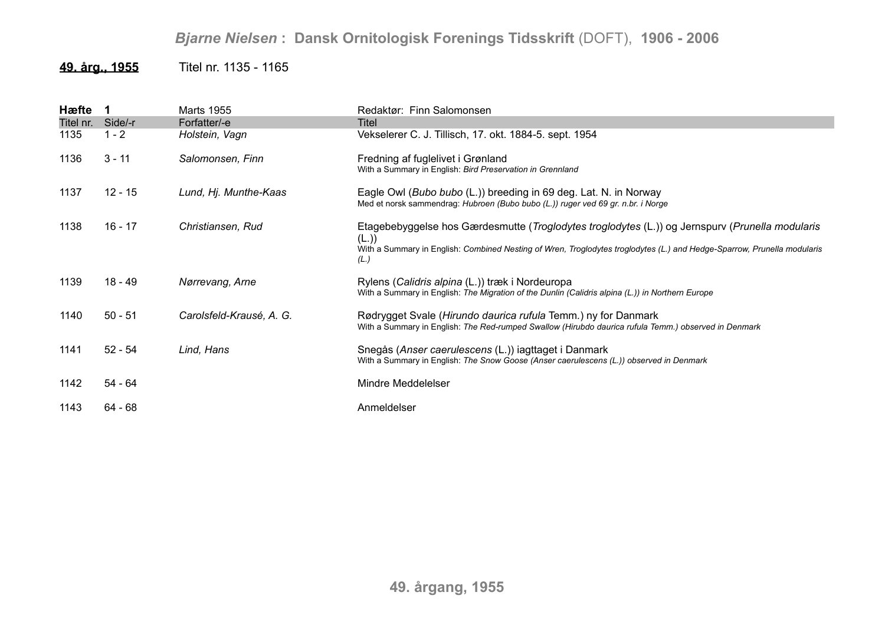# *Bjarne Nielsen* : Dansk Ornitologisk Forenings Tidsskrift (DOFT), 1906 - 2006

## 49. årg., 1955 — Titel nr. 1135 - 1165

**Hæfte 1** — Marts 1955 — Redaktør: Finn Salomonsen

| Titel nr. | Side/-r | Forfatter/-e | Titel |
|---|---|---|---|
| 1135 | 1 - 2 | *Holstein, Vagn* | Vekselerer C. J. Tillisch, 17. okt. 1884-5. sept. 1954 |
| 1136 | 3 - 11 | *Salomonsen, Finn* | Fredning af fuglelivet i Grønland<br>With a Summary in English: *Bird Preservation in Grennland* |
| 1137 | 12 - 15 | *Lund, Hj. Munthe-Kaas* | Eagle Owl (*Bubo bubo* (L.)) breeding in 69 deg. Lat. N. in Norway<br>Med et norsk sammendrag: *Hubroen (Bubo bubo (L.)) ruger ved 69 gr. n.br. i Norge* |
| 1138 | 16 - 17 | *Christiansen, Rud* | Etagebebyggelse hos Gærdesmutte (*Troglodytes troglodytes* (L.)) og Jernspurv (*Prunella modularis* (L.))<br>With a Summary in English: *Combined Nesting of Wren, Troglodytes troglodytes (L.) and Hedge-Sparrow, Prunella modularis (L.)* |
| 1139 | 18 - 49 | *Nørrevang, Arne* | Rylens (*Calidris alpina* (L.)) træk i Nordeuropa<br>With a Summary in English: *The Migration of the Dunlin (Calidris alpina (L.)) in Northern Europe* |
| 1140 | 50 - 51 | *Carolsfeld-Krausé, A. G.* | Rødrygget Svale (*Hirundo daurica rufula* Temm.) ny for Danmark<br>With a Summary in English: *The Red-rumped Swallow (Hirubdo daurica rufula Temm.) observed in Denmark* |
| 1141 | 52 - 54 | *Lind, Hans* | Snegås (*Anser caerulescens* (L.)) iagttaget i Danmark<br>With a Summary in English: *The Snow Goose (Anser caerulescens (L.)) observed in Denmark* |
| 1142 | 54 - 64 | | Mindre Meddelelser |
| 1143 | 64 - 68 | | Anmeldelser |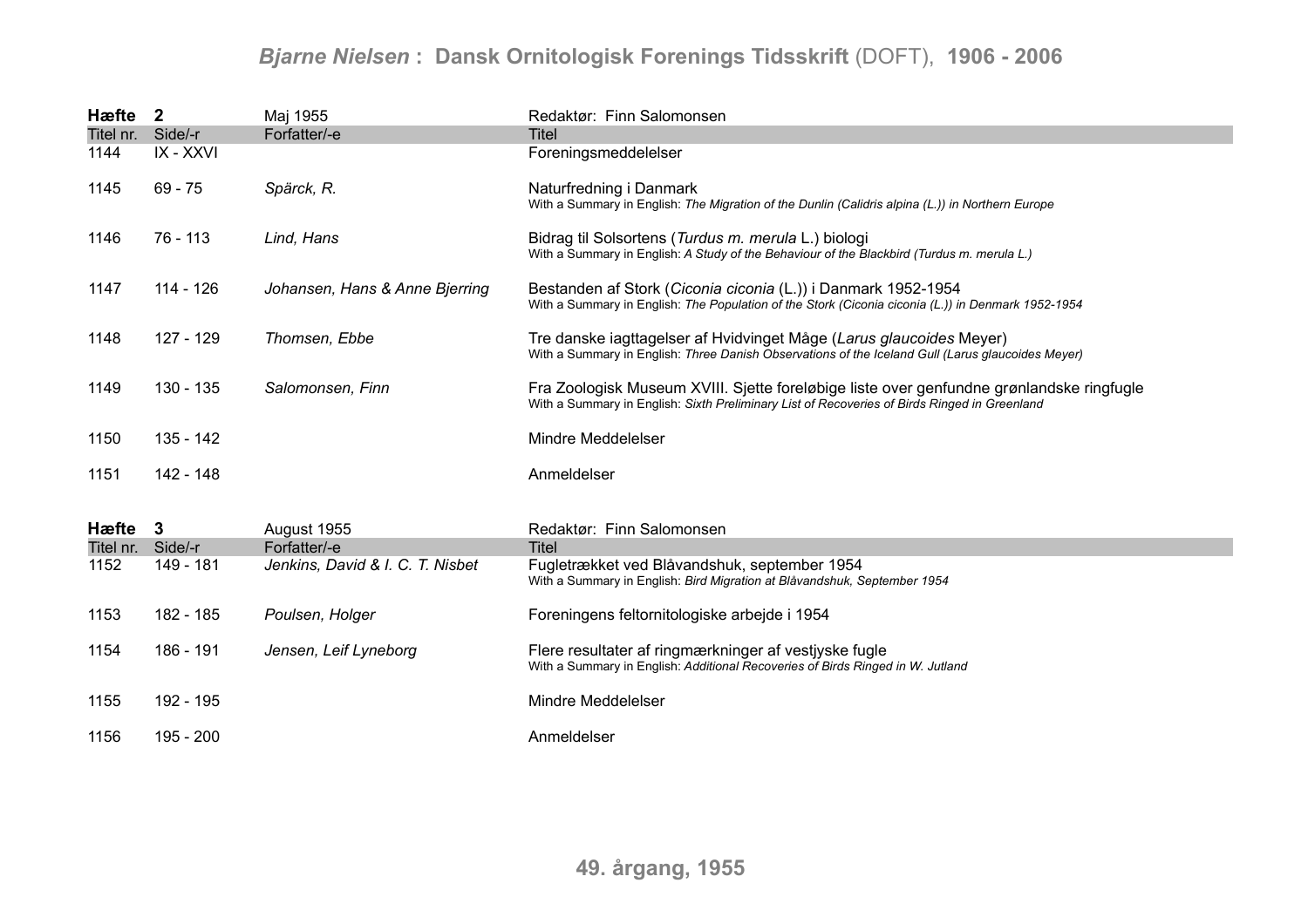| Hæfte | 2 | Maj 1955 | Redaktør: Finn Salomonsen |
|---|---|---|---|
| Titel nr. | Side/-r | Forfatter/-e | Titel |
| 1144 | IX - XXVI | | Foreningsmeddelelser |
| 1145 | 69 - 75 | *Spärck, R.* | Naturfredning i Danmark<br>With a Summary in English: *The Migration of the Dunlin (Calidris alpina (L.)) in Northern Europe* |
| 1146 | 76 - 113 | *Lind, Hans* | Bidrag til Solsortens (*Turdus m. merula* L.) biologi<br>With a Summary in English: *A Study of the Behaviour of the Blackbird (Turdus m. merula L.)* |
| 1147 | 114 - 126 | *Johansen, Hans & Anne Bjerring* | Bestanden af Stork (*Ciconia ciconia* (L.)) i Danmark 1952-1954<br>With a Summary in English: *The Population of the Stork (Ciconia ciconia (L.)) in Denmark 1952-1954* |
| 1148 | 127 - 129 | *Thomsen, Ebbe* | Tre danske iagttagelser af Hvidvinget Måge (*Larus glaucoides* Meyer)<br>With a Summary in English: *Three Danish Observations of the Iceland Gull (Larus glaucoides Meyer)* |
| 1149 | 130 - 135 | *Salomonsen, Finn* | Fra Zoologisk Museum XVIII. Sjette foreløbige liste over genfundne grønlandske ringfugle<br>With a Summary in English: *Sixth Preliminary List of Recoveries of Birds Ringed in Greenland* |
| 1150 | 135 - 142 | | Mindre Meddelelser |
| 1151 | 142 - 148 | | Anmeldelser |

| Hæfte | 3 | August 1955 | Redaktør: Finn Salomonsen |
|---|---|---|---|
| Titel nr. | Side/-r | Forfatter/-e | Titel |
| 1152 | 149 - 181 | *Jenkins, David & I. C. T. Nisbet* | Fugletrækket ved Blåvandshuk, september 1954<br>With a Summary in English: *Bird Migration at Blåvandshuk, September 1954* |
| 1153 | 182 - 185 | *Poulsen, Holger* | Foreningens feltornitologiske arbejde i 1954 |
| 1154 | 186 - 191 | *Jensen, Leif Lyneborg* | Flere resultater af ringmærkninger af vestjyske fugle<br>With a Summary in English: *Additional Recoveries of Birds Ringed in W. Jutland* |
| 1155 | 192 - 195 | | Mindre Meddelelser |
| 1156 | 195 - 200 | | Anmeldelser |

**49. årgang, 1955**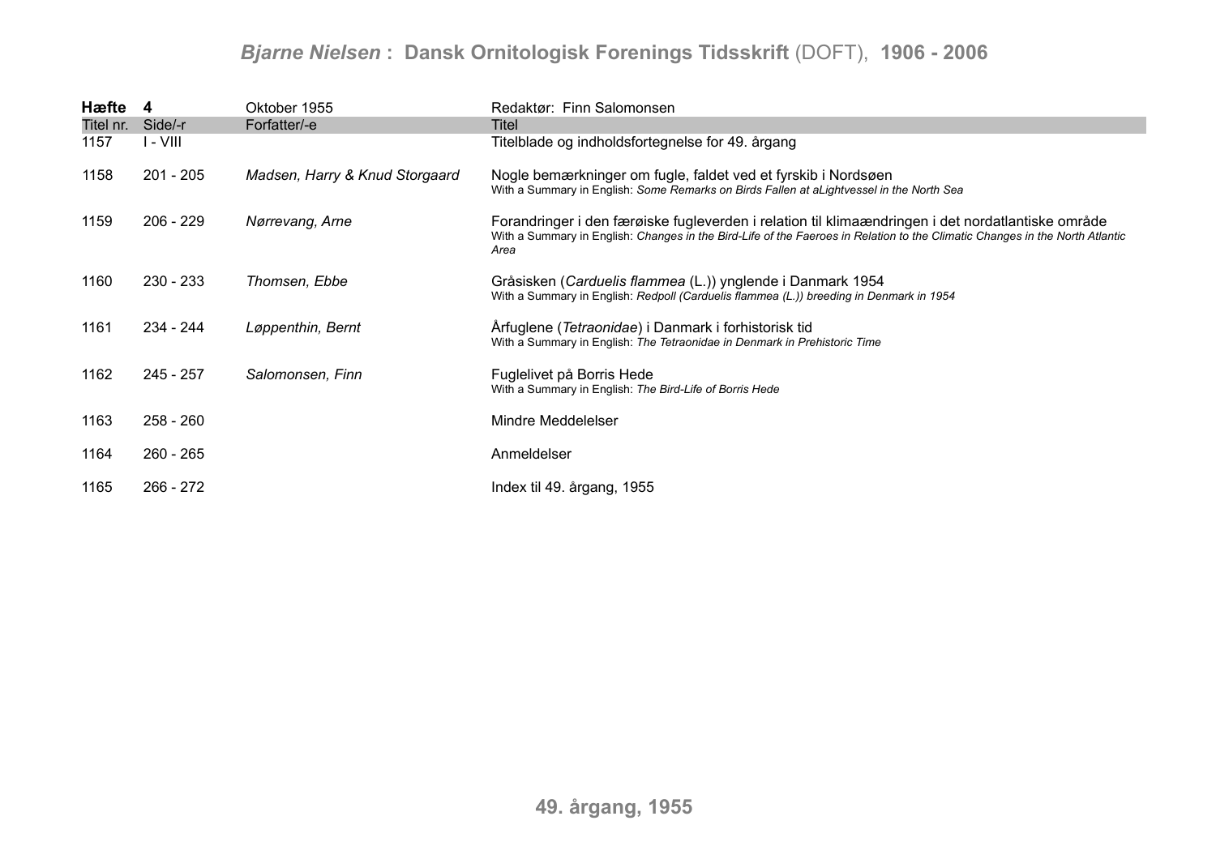| Hæfte | 4 | Oktober 1955 | Redaktør: Finn Salomonsen |
|---|---|---|---|
| Titel nr. | Side/-r | Forfatter/-e | Titel |
| 1157 | I - VIII | | Titelblade og indholdsfortegnelse for 49. årgang |
| 1158 | 201 - 205 | *Madsen, Harry & Knud Storgaard* | Nogle bemærkninger om fugle, faldet ved et fyrskib i Nordsøen<br>With a Summary in English: *Some Remarks on Birds Fallen at aLightvessel in the North Sea* |
| 1159 | 206 - 229 | *Nørrevang, Arne* | Forandringer i den færøiske fugleverden i relation til klimaændringen i det nordatlantiske område<br>With a Summary in English: *Changes in the Bird-Life of the Faeroes in Relation to the Climatic Changes in the North Atlantic Area* |
| 1160 | 230 - 233 | *Thomsen, Ebbe* | Gråsisken (*Carduelis flammea* (L.)) ynglende i Danmark 1954<br>With a Summary in English: *Redpoll (Carduelis flammea (L.)) breeding in Denmark in 1954* |
| 1161 | 234 - 244 | *Løppenthin, Bernt* | Årfuglene (*Tetraonidae*) i Danmark i forhistorisk tid<br>With a Summary in English: *The Tetraonidae in Denmark in Prehistoric Time* |
| 1162 | 245 - 257 | *Salomonsen, Finn* | Fuglelivet på Borris Hede<br>With a Summary in English: *The Bird-Life of Borris Hede* |
| 1163 | 258 - 260 | | Mindre Meddelelser |
| 1164 | 260 - 265 | | Anmeldelser |
| 1165 | 266 - 272 | | Index til 49. årgang, 1955 |